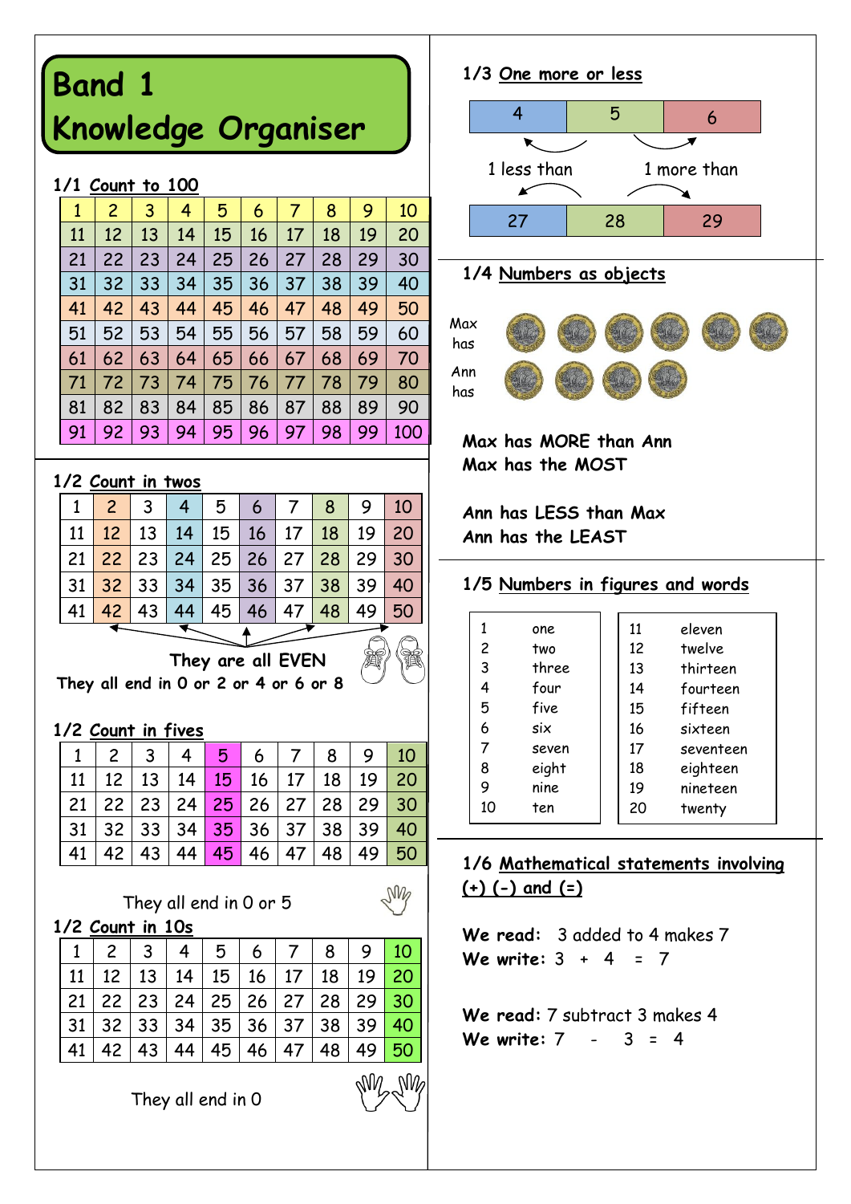# Band 1 Knowledge Organiser

## 1/1 Count to 100

| 1 | 2 | 3 | 4 | 5 | 6 | 7 | 8 | 9 | 10 |
|---|---|---|---|---|---|---|---|---|---|
| 11 | 12 | 13 | 14 | 15 | 16 | 17 | 18 | 19 | 20 |
| 21 | 22 | 23 | 24 | 25 | 26 | 27 | 28 | 29 | 30 |
| 31 | 32 | 33 | 34 | 35 | 36 | 37 | 38 | 39 | 40 |
| 41 | 42 | 43 | 44 | 45 | 46 | 47 | 48 | 49 | 50 |
| 51 | 52 | 53 | 54 | 55 | 56 | 57 | 58 | 59 | 60 |
| 61 | 62 | 63 | 64 | 65 | 66 | 67 | 68 | 69 | 70 |
| 71 | 72 | 73 | 74 | 75 | 76 | 77 | 78 | 79 | 80 |
| 81 | 82 | 83 | 84 | 85 | 86 | 87 | 88 | 89 | 90 |
| 91 | 92 | 93 | 94 | 95 | 96 | 97 | 98 | 99 | 100 |

## 1/2 Count in twos

| 1 | 2 | 3 | 4 | 5 | 6 | 7 | 8 | 9 | 10 |
|---|---|---|---|---|---|---|---|---|---|
| 11 | 12 | 13 | 14 | 15 | 16 | 17 | 18 | 19 | 20 |
| 21 | 22 | 23 | 24 | 25 | 26 | 27 | 28 | 29 | 30 |
| 31 | 32 | 33 | 34 | 35 | 36 | 37 | 38 | 39 | 40 |
| 41 | 42 | 43 | 44 | 45 | 46 | 47 | 48 | 49 | 50 |

They are all EVEN

They all end in 0 or 2 or 4 or 6 or 8

## 1/2 Count in fives

| 1 | 2 | 3 | 4 | 5 | 6 | 7 | 8 | 9 | 10 |
|---|---|---|---|---|---|---|---|---|---|
| 11 | 12 | 13 | 14 | 15 | 16 | 17 | 18 | 19 | 20 |
| 21 | 22 | 23 | 24 | 25 | 26 | 27 | 28 | 29 | 30 |
| 31 | 32 | 33 | 34 | 35 | 36 | 37 | 38 | 39 | 40 |
| 41 | 42 | 43 | 44 | 45 | 46 | 47 | 48 | 49 | 50 |

They all end in 0 or 5

## 1/2 Count in 10s

| 1 | 2 | 3 | 4 | 5 | 6 | 7 | 8 | 9 | 10 |
|---|---|---|---|---|---|---|---|---|---|
| 11 | 12 | 13 | 14 | 15 | 16 | 17 | 18 | 19 | 20 |
| 21 | 22 | 23 | 24 | 25 | 26 | 27 | 28 | 29 | 30 |
| 31 | 32 | 33 | 34 | 35 | 36 | 37 | 38 | 39 | 40 |
| 41 | 42 | 43 | 44 | 45 | 46 | 47 | 48 | 49 | 50 |

They all end in 0

## 1/3 One more or less

| 4 | 5 | 6 |
|---|---|---|

1 less than &nbsp;&nbsp;&nbsp;&nbsp; 1 more than

| 27 | 28 | 29 |
|---|---|---|

## 1/4 Numbers as objects

Max has (6 coins)

Ann has (4 coins)

**Max has MORE than Ann**
**Max has the MOST**

**Ann has LESS than Max**
**Ann has the LEAST**

## 1/5 Numbers in figures and words

| | |
|---|---|
| 1 | one |
| 2 | two |
| 3 | three |
| 4 | four |
| 5 | five |
| 6 | six |
| 7 | seven |
| 8 | eight |
| 9 | nine |
| 10 | ten |

| | |
|---|---|
| 11 | eleven |
| 12 | twelve |
| 13 | thirteen |
| 14 | fourteen |
| 15 | fifteen |
| 16 | sixteen |
| 17 | seventeen |
| 18 | eighteen |
| 19 | nineteen |
| 20 | twenty |

## 1/6 Mathematical statements involving (+) (-) and (=)

**We read:** 3 added to 4 makes 7
**We write:** $3 + 4 = 7$

**We read:** 7 subtract 3 makes 4
**We write:** $7 - 3 = 4$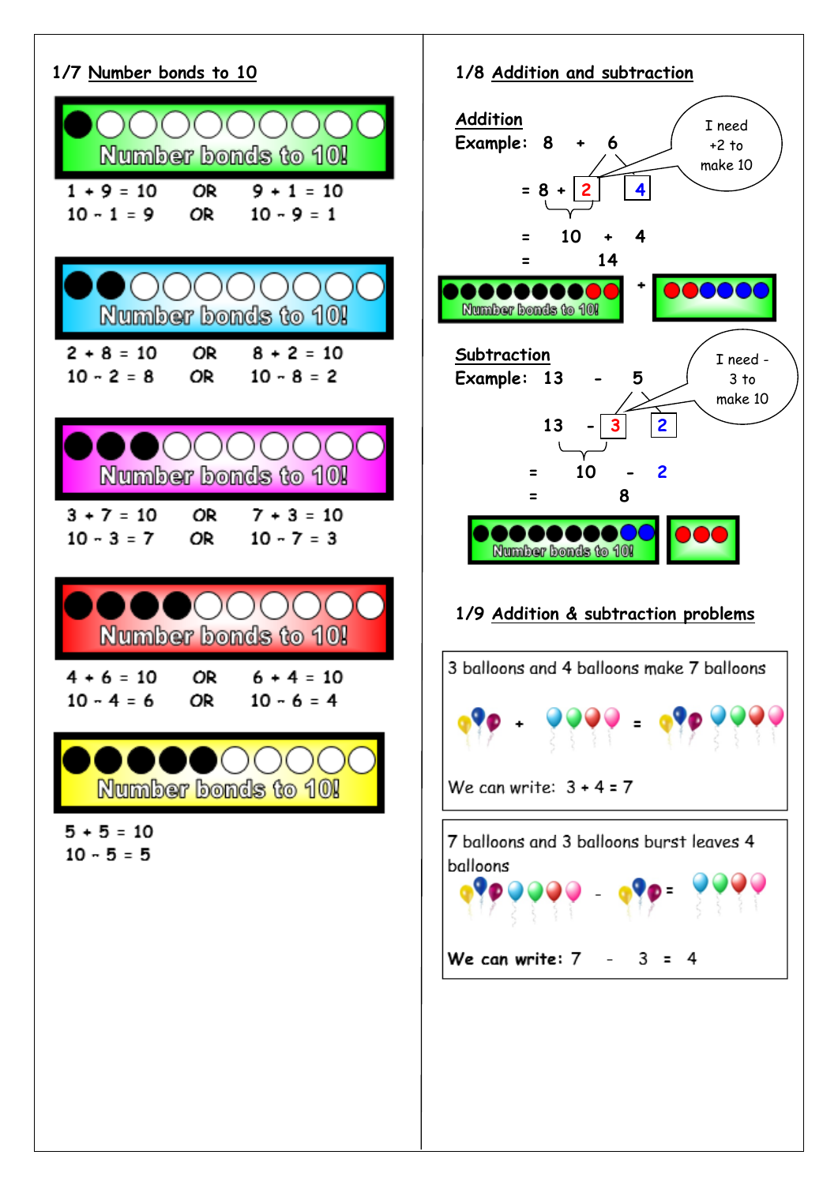## 1/7 Number bonds to 10

Number bonds to 10!

1 + 9 = 10 OR 9 + 1 = 10
10 - 1 = 9 OR 10 - 9 = 1

Number bonds to 10!

2 + 8 = 10 OR 8 + 2 = 10
10 - 2 = 8 OR 10 - 8 = 2

Number bonds to 10!

3 + 7 = 10 OR 7 + 3 = 10
10 - 3 = 7 OR 10 - 7 = 3

Number bonds to 10!

4 + 6 = 10 OR 6 + 4 = 10
10 - 4 = 6 OR 10 - 6 = 4

Number bonds to 10!

5 + 5 = 10
10 - 5 = 5

## 1/8 Addition and subtraction

**Addition**

Example: 8 + 6

I need +2 to make 10

= 8 + 2 4

= 10 + 4

= 14

Number bonds to 10! +

**Subtraction**

Example: 13 - 5

I need - 3 to make 10

13 - 3 2

= 10 - 2

= 8

Number bonds to 10!

## 1/9 Addition & subtraction problems

3 balloons and 4 balloons make 7 balloons

+ =

We can write: 3 + 4 = 7

7 balloons and 3 balloons burst leaves 4 balloons

- =

We can write: 7 - 3 = 4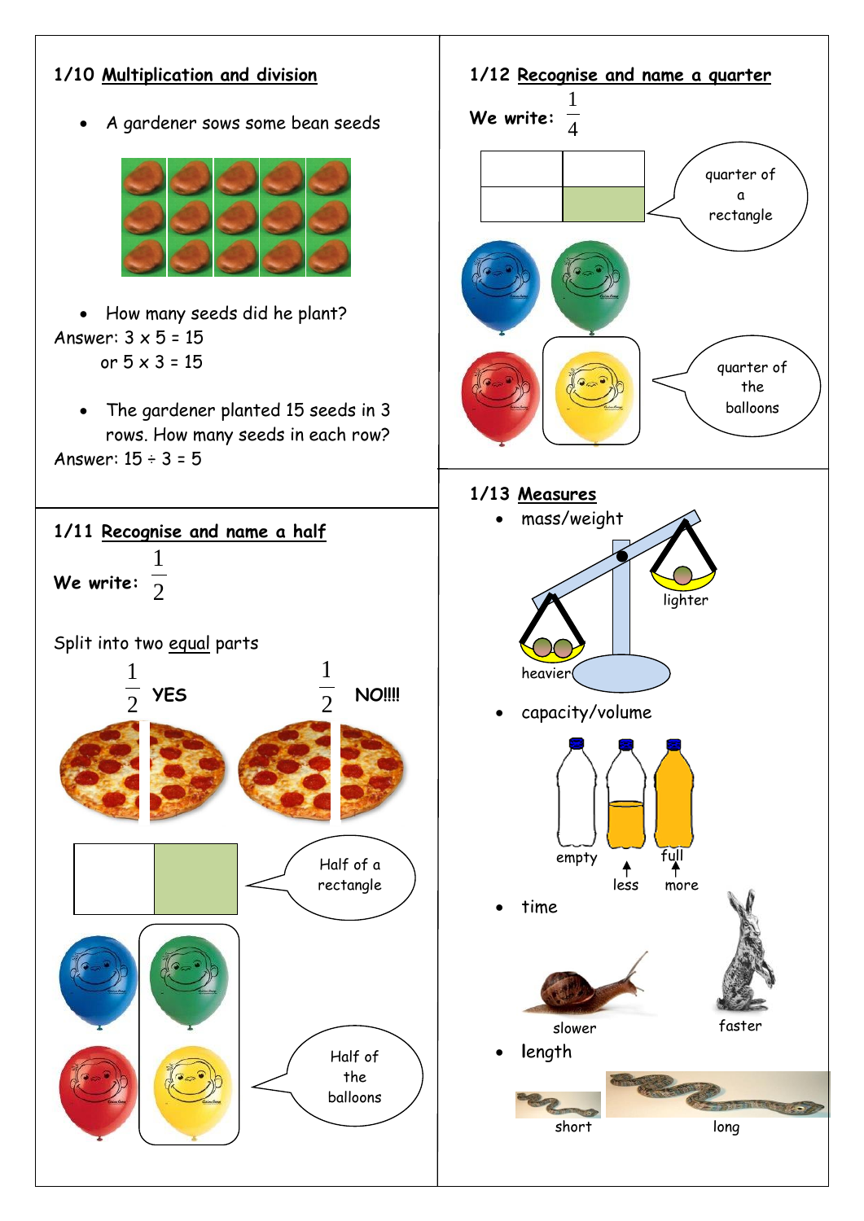## 1/10 Multiplication and division

- A gardener sows some bean seeds

- How many seeds did he plant?

Answer: $3 \times 5 = 15$

or $5 \times 3 = 15$

- The gardener planted 15 seeds in 3 rows. How many seeds in each row?

Answer: $15 \div 3 = 5$

## 1/11 Recognise and name a half

**We write:** $\frac{1}{2}$

Split into two equal parts

$\frac{1}{2}$ **YES** $\frac{1}{2}$ **NO!!!!**

Half of a rectangle

Half of the balloons

## 1/12 Recognise and name a quarter

**We write:** $\frac{1}{4}$

quarter of a rectangle

quarter of the balloons

## 1/13 Measures

- mass/weight

lighter

heavier

- capacity/volume

empty

less

full

more

- time

slower

faster

- length

short

long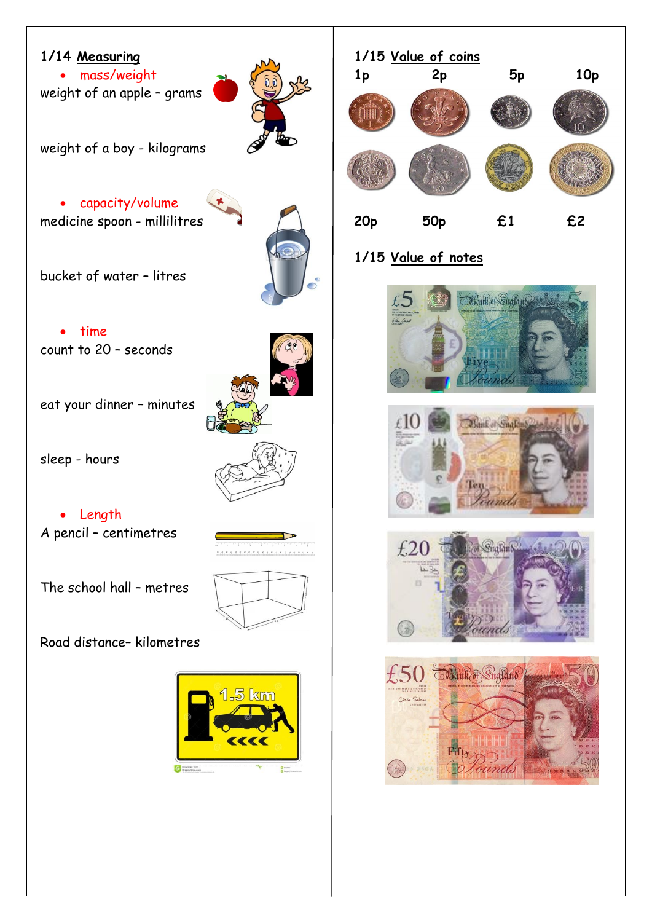## 1/14 Measuring

- mass/weight

weight of an apple – grams

weight of a boy - kilograms

- capacity/volume

medicine spoon - millilitres

bucket of water – litres

- time

count to 20 – seconds

eat your dinner – minutes

sleep - hours

- Length

A pencil – centimetres

The school hall – metres

Road distance– kilometres

## 1/15 Value of coins

1p 2p 5p 10p

20p 50p £1 £2

## 1/15 Value of notes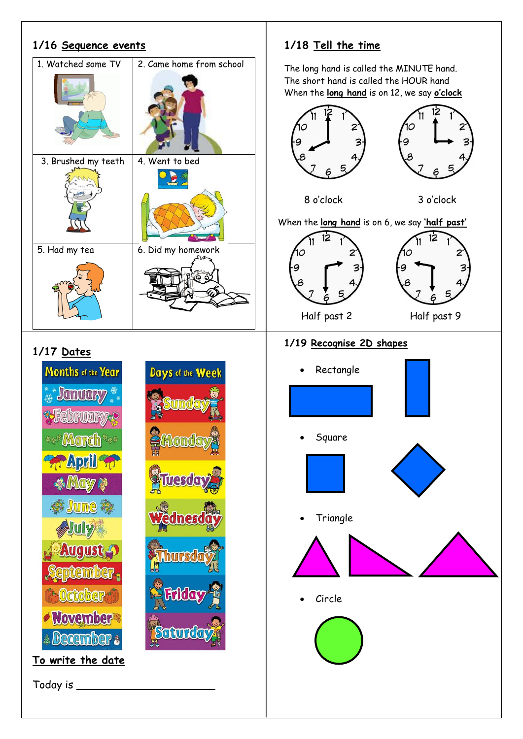## 1/16 Sequence events

| | |
|---|---|
| 1. Watched some TV | 2. Came home from school |
| 3. Brushed my teeth | 4. Went to bed |
| 5. Had my tea | 6. Did my homework |

## 1/17 Dates

**Months of the Year**

- January
- February
- March
- April
- May
- June
- July
- August
- September
- October
- November
- December

**Days of the Week**

- Sunday
- Monday
- Tuesday
- Wednesday
- Thursday
- Friday
- Saturday

**To write the date**

Today is ______________________

## 1/18 Tell the time

The long hand is called the MINUTE hand.
The short hand is called the HOUR hand
When the **long hand** is on 12, we say **o'clock**

8 o'clock &nbsp;&nbsp;&nbsp;&nbsp; 3 o'clock

When the **long hand** is on 6, we say **'half past'**

Half past 2 &nbsp;&nbsp;&nbsp;&nbsp; Half past 9

## 1/19 Recognise 2D shapes

- Rectangle
- Square
- Triangle
- Circle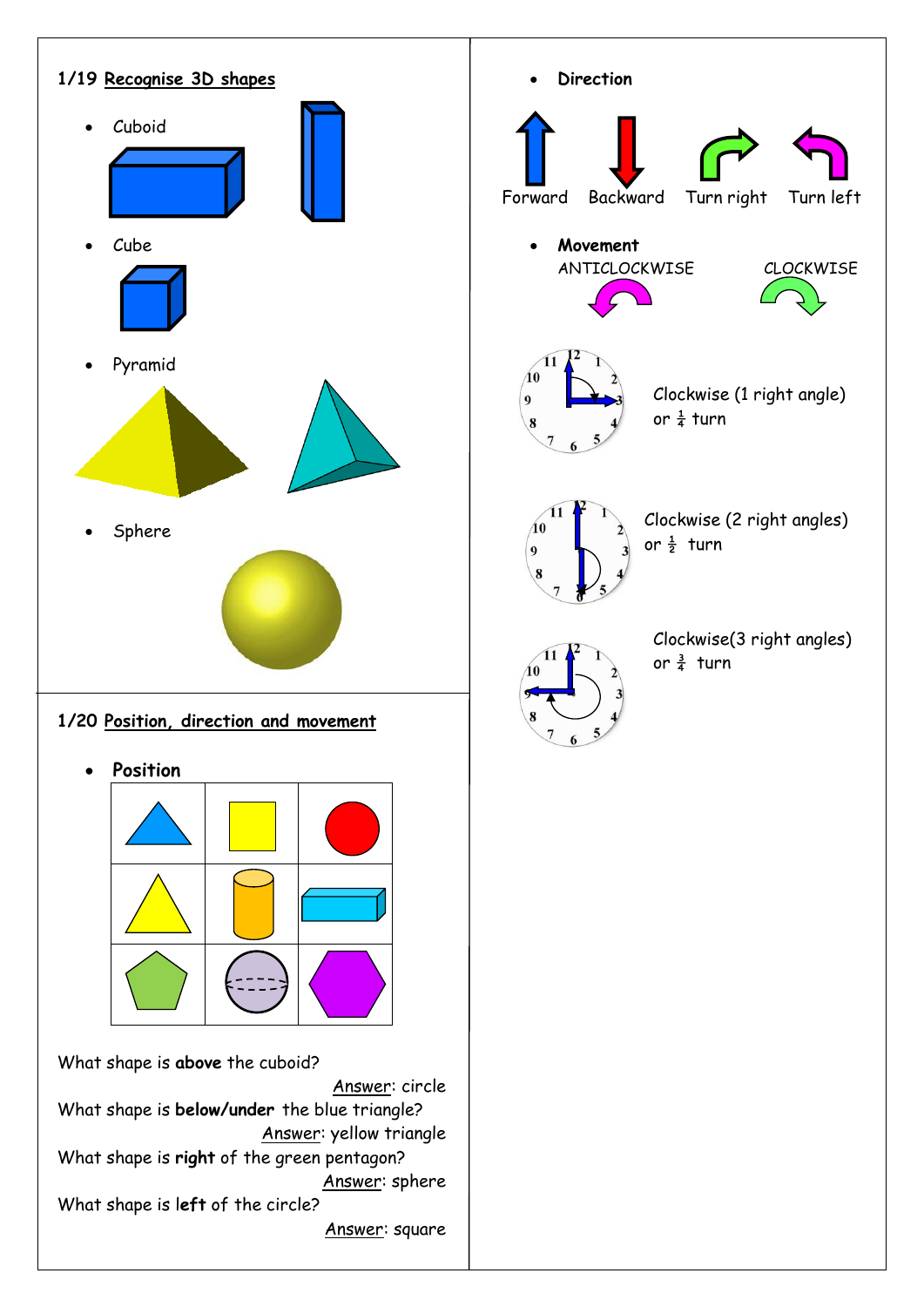## 1/19 Recognise 3D shapes

- Cuboid
- Cube
- Pyramid
- Sphere

## 1/20 Position, direction and movement

- **Position**

What shape is **above** the cuboid?

Answer: circle

What shape is **below/under** the blue triangle?

Answer: yellow triangle

What shape is **right** of the green pentagon?

Answer: sphere

What shape is **left** of the circle?

Answer: square

- **Direction**

Forward Backward Turn right Turn left

- ***Movement***

ANTICLOCKWISE CLOCKWISE

Clockwise (1 right angle) or $\frac{1}{4}$ turn

Clockwise (2 right angles) or $\frac{1}{2}$ turn

Clockwise(3 right angles) or $\frac{3}{4}$ turn